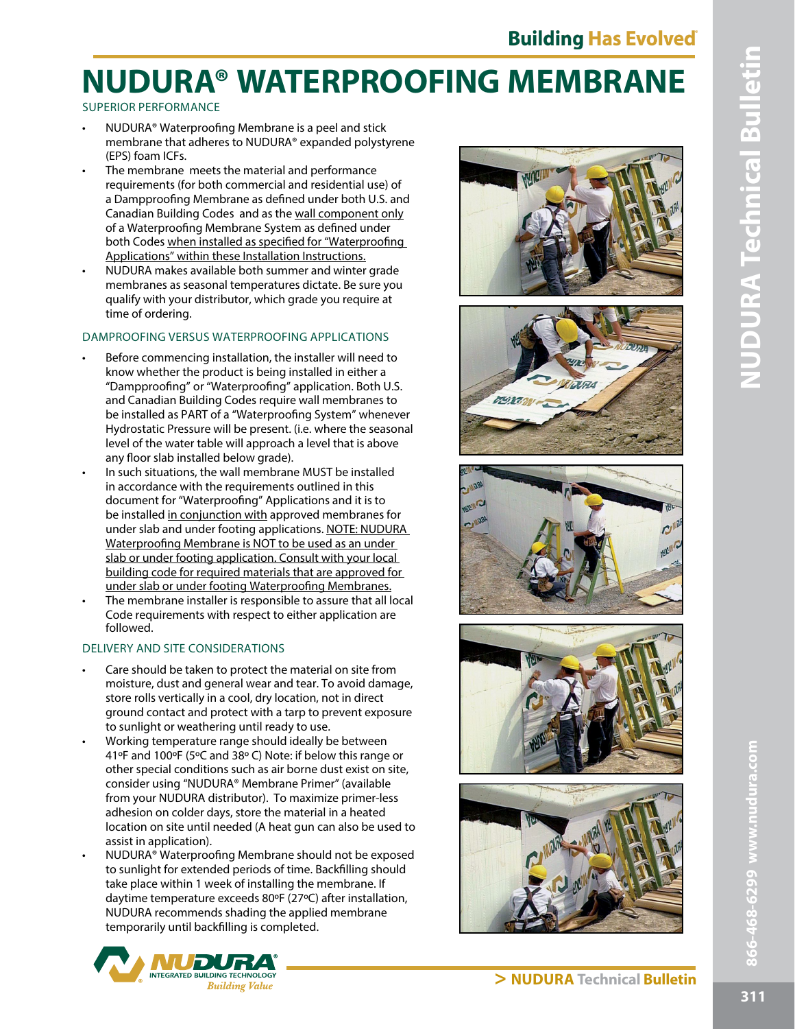# NUDURA® WATERPROOFING MEMBRANE

## SUPERIOR PERFORMANCE

- NUDURA® Waterproofing Membrane is a peel and stick membrane that adheres to NUDURA® expanded polystyrene (EPS) foam ICFs.
- The membrane meets the material and performance requirements (for both commercial and residential use) of a Dampproofing Membrane as defined under both U.S. and Canadian Building Codes and as the wall component only of a Waterproofing Membrane System as defined under both Codes when installed as specified for "Waterproofing Applications" within these Installation Instructions.
- NUDURA makes available both summer and winter grade membranes as seasonal temperatures dictate. Be sure you qualify with your distributor, which grade you require at time of ordering.

## DAMPROOFING VERSUS WATERPROOFING APPLICATIONS

- Before commencing installation, the installer will need to know whether the product is being installed in either a "Dampproofing" or "Waterproofing" application. Both U.S. and Canadian Building Codes require wall membranes to be installed as PART of a "Waterproofing System" whenever Hydrostatic Pressure will be present. (i.e. where the seasonal level of the water table will approach a level that is above any floor slab installed below grade).
- In such situations, the wall membrane MUST be installed in accordance with the requirements outlined in this document for "Waterproofing" Applications and it is to be installed in conjunction with approved membranes for under slab and under footing applications. NOTE: NUDURA Waterproofing Membrane is NOT to be used as an under slab or under footing application. Consult with your local building code for required materials that are approved for under slab or under footing Waterproofing Membranes.
- The membrane installer is responsible to assure that all local Code requirements with respect to either application are followed.

## DELIVERY AND SITE CONSIDERATIONS

- Care should be taken to protect the material on site from moisture, dust and general wear and tear. To avoid damage, store rolls vertically in a cool, dry location, not in direct ground contact and protect with a tarp to prevent exposure to sunlight or weathering until ready to use.
- Working temperature range should ideally be between 41ºF and 100ºF (5ºC and 38º C) Note: if below this range or other special conditions such as air borne dust exist on site, consider using "NUDURA® Membrane Primer" (available from your NUDURA distributor). To maximize primer-less adhesion on colder days, store the material in a heated location on site until needed (A heat gun can also be used to assist in application).
- NUDURA® Waterproofing Membrane should not be exposed to sunlight for extended periods of time. Backfilling should take place within 1 week of installing the membrane. If daytime temperature exceeds 80ºF (27ºC) after installation, NUDURA recommends shading the applied membrane temporarily until backfilling is completed.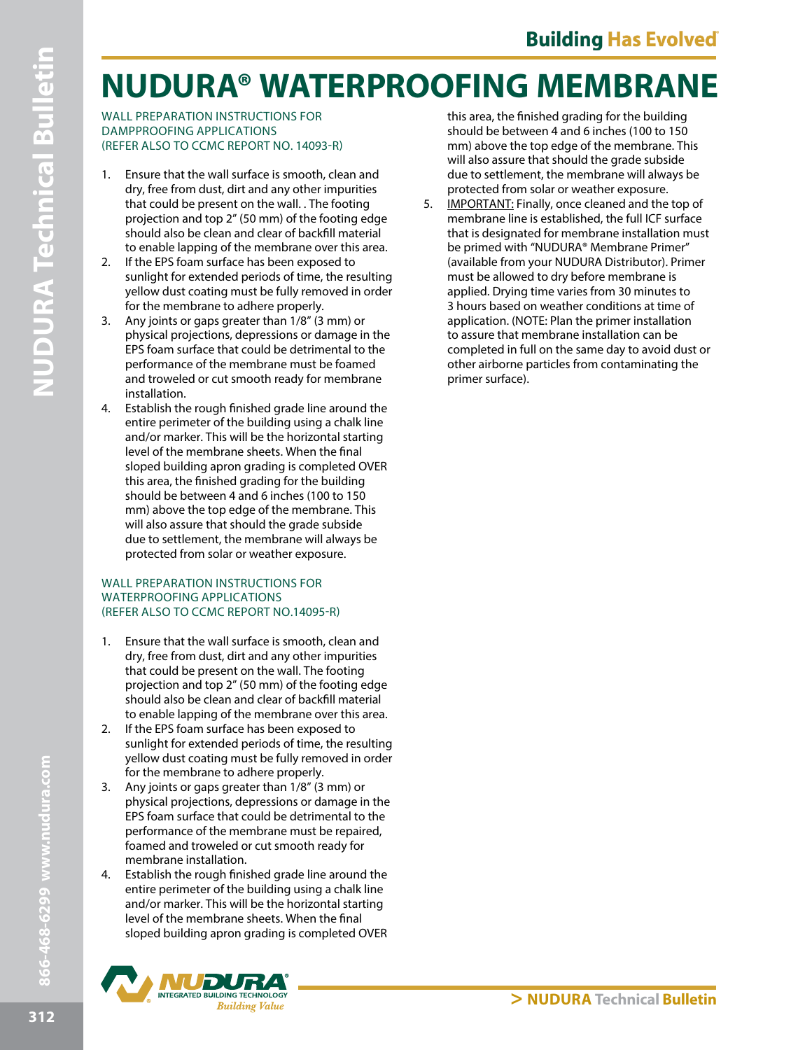# NUDURA® WATERPROOFING MEMBRANE

WALL PREPARATION INSTRUCTIONS FOR DAMPPROOFING APPLICATIONS
(REFER ALSO TO CCMC REPORT NO. 14093-R)

1. Ensure that the wall surface is smooth, clean and dry, free from dust, dirt and any other impurities that could be present on the wall. . The footing projection and top 2" (50 mm) of the footing edge should also be clean and clear of backfill material to enable lapping of the membrane over this area.
2. If the EPS foam surface has been exposed to sunlight for extended periods of time, the resulting yellow dust coating must be fully removed in order for the membrane to adhere properly.
3. Any joints or gaps greater than 1/8" (3 mm) or physical projections, depressions or damage in the EPS foam surface that could be detrimental to the performance of the membrane must be foamed and troweled or cut smooth ready for membrane installation.
4. Establish the rough finished grade line around the entire perimeter of the building using a chalk line and/or marker. This will be the horizontal starting level of the membrane sheets. When the final sloped building apron grading is completed OVER this area, the finished grading for the building should be between 4 and 6 inches (100 to 150 mm) above the top edge of the membrane. This will also assure that should the grade subside due to settlement, the membrane will always be protected from solar or weather exposure.

WALL PREPARATION INSTRUCTIONS FOR WATERPROOFING APPLICATIONS
(REFER ALSO TO CCMC REPORT NO.14095-R)

1. Ensure that the wall surface is smooth, clean and dry, free from dust, dirt and any other impurities that could be present on the wall. The footing projection and top 2" (50 mm) of the footing edge should also be clean and clear of backfill material to enable lapping of the membrane over this area.
2. If the EPS foam surface has been exposed to sunlight for extended periods of time, the resulting yellow dust coating must be fully removed in order for the membrane to adhere properly.
3. Any joints or gaps greater than 1/8" (3 mm) or physical projections, depressions or damage in the EPS foam surface that could be detrimental to the performance of the membrane must be repaired, foamed and troweled or cut smooth ready for membrane installation.
4. Establish the rough finished grade line around the entire perimeter of the building using a chalk line and/or marker. This will be the horizontal starting level of the membrane sheets. When the final sloped building apron grading is completed OVER this area, the finished grading for the building should be between 4 and 6 inches (100 to 150 mm) above the top edge of the membrane. This will also assure that should the grade subside due to settlement, the membrane will always be protected from solar or weather exposure.
5. IMPORTANT: Finally, once cleaned and the top of membrane line is established, the full ICF surface that is designated for membrane installation must be primed with "NUDURA® Membrane Primer" (available from your NUDURA Distributor). Primer must be allowed to dry before membrane is applied. Drying time varies from 30 minutes to 3 hours based on weather conditions at time of application. (NOTE: Plan the primer installation to assure that membrane installation can be completed in full on the same day to avoid dust or other airborne particles from contaminating the primer surface).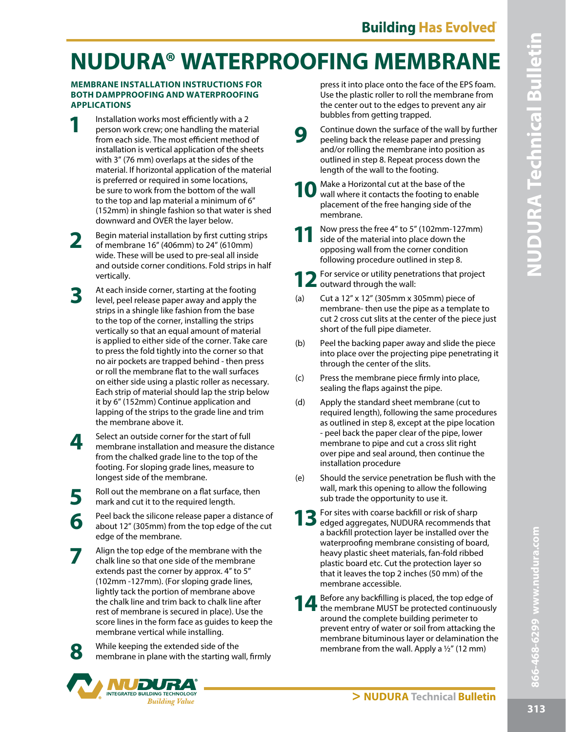# NUDURA® WATERPROOFING MEMBRANE

### MEMBRANE INSTALLATION INSTRUCTIONS FOR BOTH DAMPPROOFING AND WATERPROOFING APPLICATIONS

1. Installation works most efficiently with a 2 person work crew; one handling the material from each side. The most efficient method of installation is vertical application of the sheets with 3" (76 mm) overlaps at the sides of the material. If horizontal application of the material is preferred or required in some locations, be sure to work from the bottom of the wall to the top and lap material a minimum of 6" (152mm) in shingle fashion so that water is shed downward and OVER the layer below.

2. Begin material installation by first cutting strips of membrane 16" (406mm) to 24" (610mm) wide. These will be used to pre-seal all inside and outside corner conditions. Fold strips in half vertically.

3. At each inside corner, starting at the footing level, peel release paper away and apply the strips in a shingle like fashion from the base to the top of the corner, installing the strips vertically so that an equal amount of material is applied to either side of the corner. Take care to press the fold tightly into the corner so that no air pockets are trapped behind - then press or roll the membrane flat to the wall surfaces on either side using a plastic roller as necessary. Each strip of material should lap the strip below it by 6" (152mm) Continue application and lapping of the strips to the grade line and trim the membrane above it.

4. Select an outside corner for the start of full membrane installation and measure the distance from the chalked grade line to the top of the footing. For sloping grade lines, measure to longest side of the membrane.

5. Roll out the membrane on a flat surface, then mark and cut it to the required length.

6. Peel back the silicone release paper a distance of about 12" (305mm) from the top edge of the cut edge of the membrane.

7. Align the top edge of the membrane with the chalk line so that one side of the membrane extends past the corner by approx. 4" to 5" (102mm -127mm). (For sloping grade lines, lightly tack the portion of membrane above the chalk line and trim back to chalk line after rest of membrane is secured in place). Use the score lines in the form face as guides to keep the membrane vertical while installing.

8. While keeping the extended side of the membrane in plane with the starting wall, firmly press it into place onto the face of the EPS foam. Use the plastic roller to roll the membrane from the center out to the edges to prevent any air bubbles from getting trapped.

9. Continue down the surface of the wall by further peeling back the release paper and pressing and/or rolling the membrane into position as outlined in step 8. Repeat process down the length of the wall to the footing.

10. Make a Horizontal cut at the base of the wall where it contacts the footing to enable placement of the free hanging side of the membrane.

11. Now press the free 4" to 5" (102mm-127mm) side of the material into place down the opposing wall from the corner condition following procedure outlined in step 8.

12. For service or utility penetrations that project outward through the wall:

    (a) Cut a 12" x 12" (305mm x 305mm) piece of membrane- then use the pipe as a template to cut 2 cross cut slits at the center of the piece just short of the full pipe diameter.

    (b) Peel the backing paper away and slide the piece into place over the projecting pipe penetrating it through the center of the slits.

    (c) Press the membrane piece firmly into place, sealing the flaps against the pipe.

    (d) Apply the standard sheet membrane (cut to required length), following the same procedures as outlined in step 8, except at the pipe location - peel back the paper clear of the pipe, lower membrane to pipe and cut a cross slit right over pipe and seal around, then continue the installation procedure

    (e) Should the service penetration be flush with the wall, mark this opening to allow the following sub trade the opportunity to use it.

13. For sites with coarse backfill or risk of sharp edged aggregates, NUDURA recommends that a backfill protection layer be installed over the waterproofing membrane consisting of board, heavy plastic sheet materials, fan-fold ribbed plastic board etc. Cut the protection layer so that it leaves the top 2 inches (50 mm) of the membrane accessible.

14. Before any backfilling is placed, the top edge of the membrane MUST be protected continuously around the complete building perimeter to prevent entry of water or soil from attacking the membrane bituminous layer or delamination the membrane from the wall. Apply a ½" (12 mm)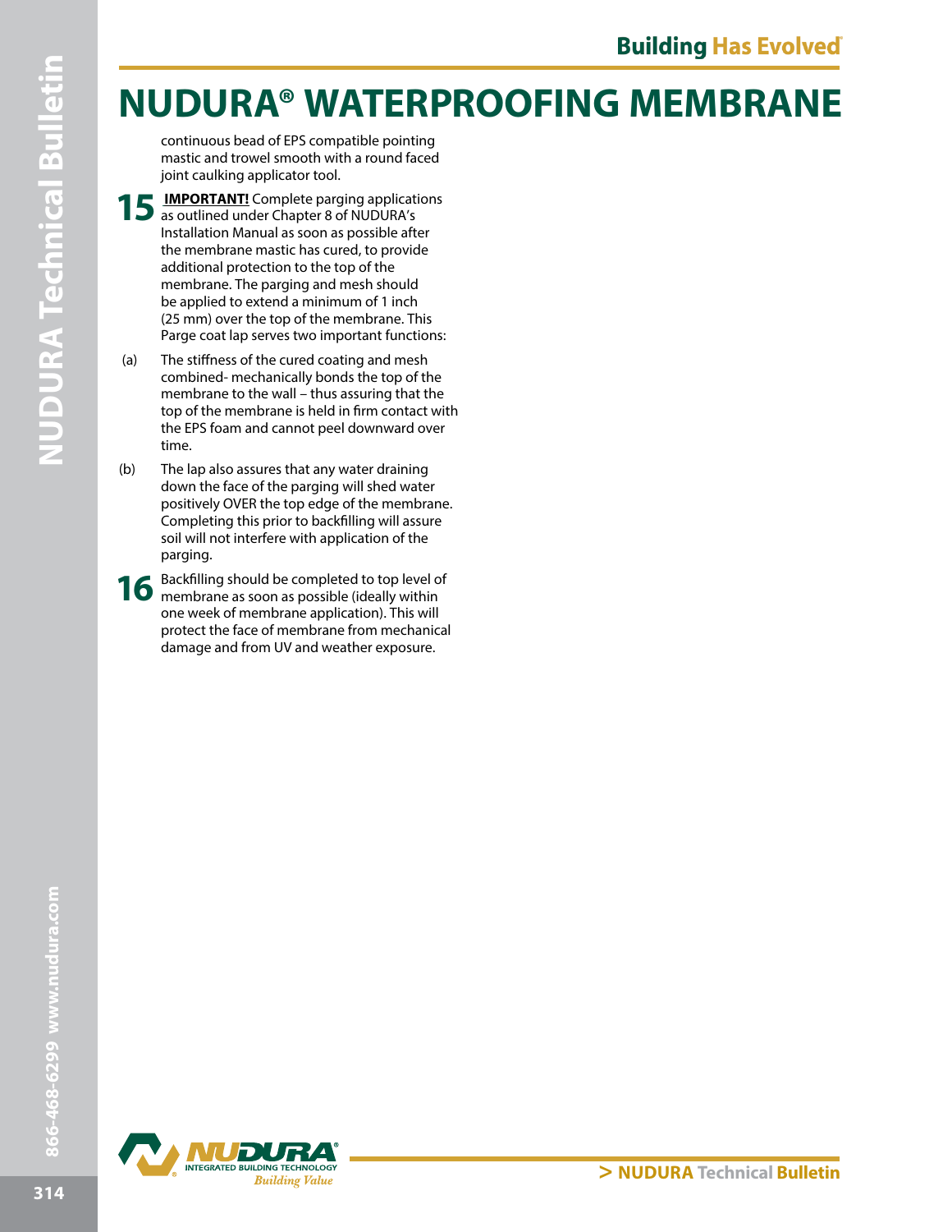# NUDURA® WATERPROOFING MEMBRANE

continuous bead of EPS compatible pointing mastic and trowel smooth with a round faced joint caulking applicator tool.

**15** **IMPORTANT!** Complete parging applications as outlined under Chapter 8 of NUDURA's Installation Manual as soon as possible after the membrane mastic has cured, to provide additional protection to the top of the membrane. The parging and mesh should be applied to extend a minimum of 1 inch (25 mm) over the top of the membrane. This Parge coat lap serves two important functions:

(a) The stiffness of the cured coating and mesh combined- mechanically bonds the top of the membrane to the wall – thus assuring that the top of the membrane is held in firm contact with the EPS foam and cannot peel downward over time.

(b) The lap also assures that any water draining down the face of the parging will shed water positively OVER the top edge of the membrane. Completing this prior to backfilling will assure soil will not interfere with application of the parging.

**16** Backfilling should be completed to top level of membrane as soon as possible (ideally within one week of membrane application). This will protect the face of membrane from mechanical damage and from UV and weather exposure.